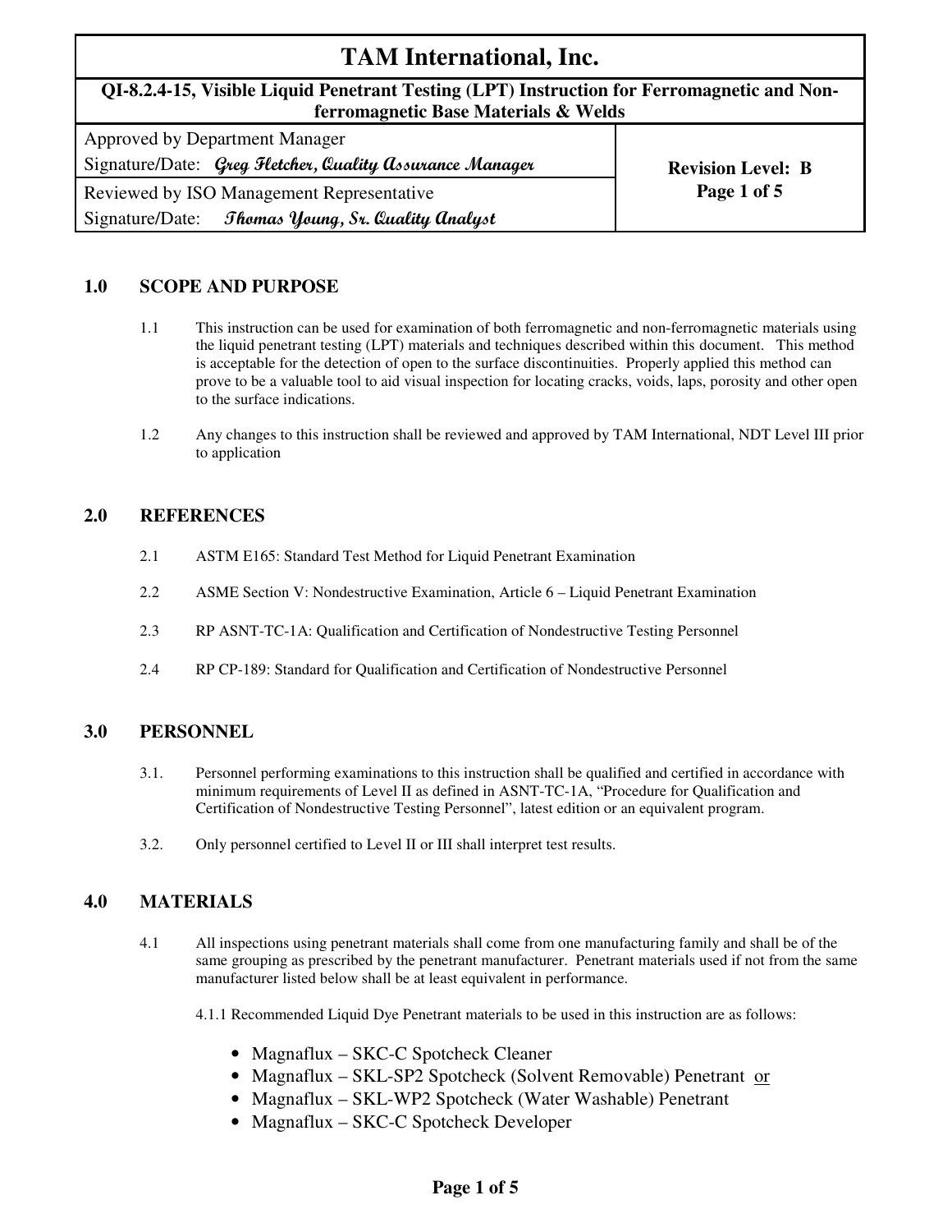# TAM International, Inc.

**QI-8.2.4-15, Visible Liquid Penetrant Testing (LPT) Instruction for Ferromagnetic and Non-ferromagnetic Base Materials & Welds**

| Approved by Department Manager<br>Signature/Date: *Greg Fletcher, Quality Assurance Manager* | **Revision Level: B** |
|---|---|
| Reviewed by ISO Management Representative<br>Signature/Date: *Thomas Young, Sr. Quality Analyst* | |

## 1.0 SCOPE AND PURPOSE

1.1 This instruction can be used for examination of both ferromagnetic and non-ferromagnetic materials using the liquid penetrant testing (LPT) materials and techniques described within this document. This method is acceptable for the detection of open to the surface discontinuities. Properly applied this method can prove to be a valuable tool to aid visual inspection for locating cracks, voids, laps, porosity and other open to the surface indications.

1.2 Any changes to this instruction shall be reviewed and approved by TAM International, NDT Level III prior to application

## 2.0 REFERENCES

2.1 ASTM E165: Standard Test Method for Liquid Penetrant Examination

2.2 ASME Section V: Nondestructive Examination, Article 6 – Liquid Penetrant Examination

2.3 RP ASNT-TC-1A: Qualification and Certification of Nondestructive Testing Personnel

2.4 RP CP-189: Standard for Qualification and Certification of Nondestructive Personnel

## 3.0 PERSONNEL

3.1. Personnel performing examinations to this instruction shall be qualified and certified in accordance with minimum requirements of Level II as defined in ASNT-TC-1A, "Procedure for Qualification and Certification of Nondestructive Testing Personnel", latest edition or an equivalent program.

3.2. Only personnel certified to Level II or III shall interpret test results.

## 4.0 MATERIALS

4.1 All inspections using penetrant materials shall come from one manufacturing family and shall be of the same grouping as prescribed by the penetrant manufacturer. Penetrant materials used if not from the same manufacturer listed below shall be at least equivalent in performance.

4.1.1 Recommended Liquid Dye Penetrant materials to be used in this instruction are as follows:

- Magnaflux – SKC-C Spotcheck Cleaner
- Magnaflux – SKL-SP2 Spotcheck (Solvent Removable) Penetrant <u>or</u>
- Magnaflux – SKL-WP2 Spotcheck (Water Washable) Penetrant
- Magnaflux – SKC-C Spotcheck Developer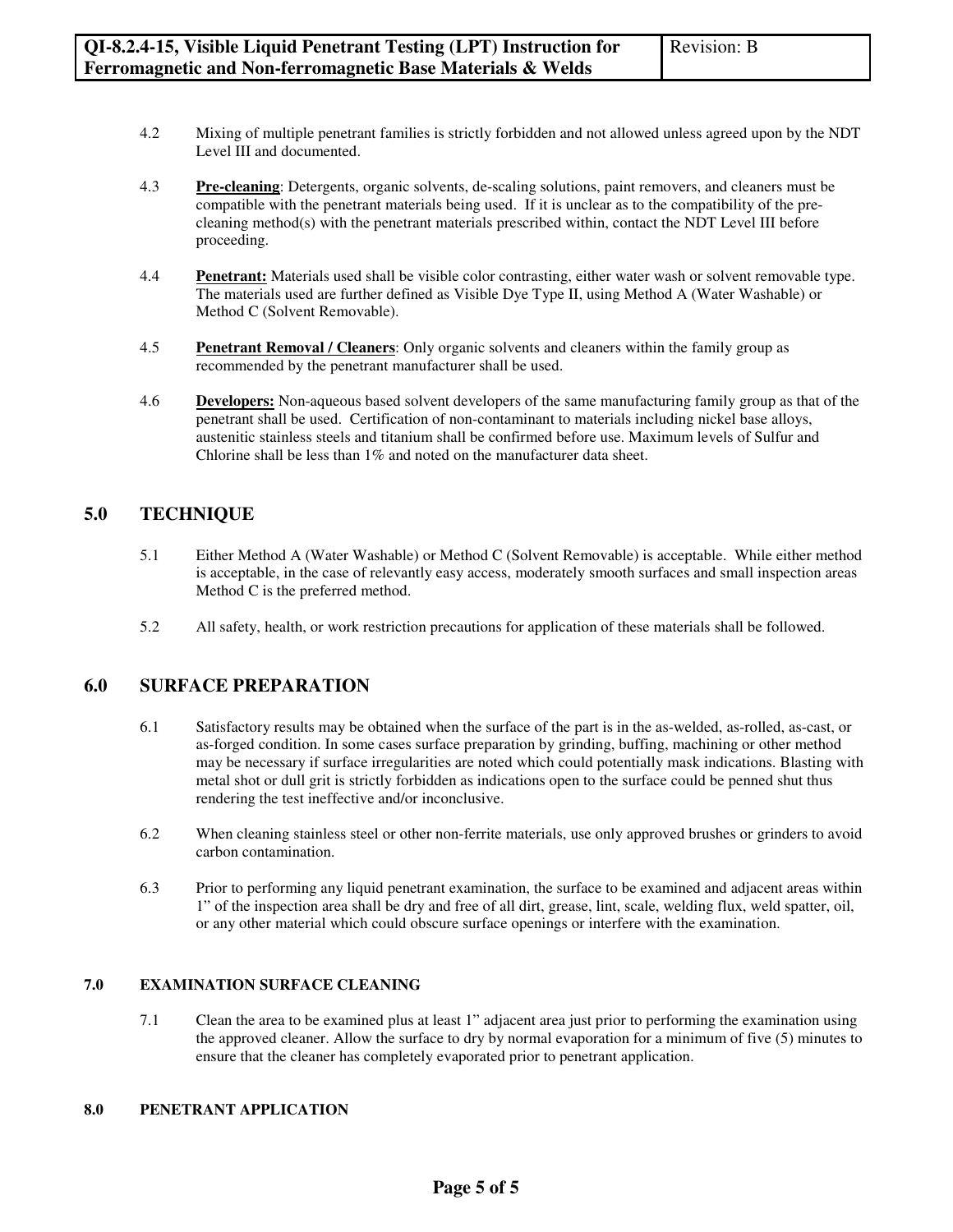4.2 Mixing of multiple penetrant families is strictly forbidden and not allowed unless agreed upon by the NDT Level III and documented.

4.3 **Pre-cleaning**: Detergents, organic solvents, de-scaling solutions, paint removers, and cleaners must be compatible with the penetrant materials being used. If it is unclear as to the compatibility of the pre-cleaning method(s) with the penetrant materials prescribed within, contact the NDT Level III before proceeding.

4.4 **Penetrant:** Materials used shall be visible color contrasting, either water wash or solvent removable type. The materials used are further defined as Visible Dye Type II, using Method A (Water Washable) or Method C (Solvent Removable).

4.5 **Penetrant Removal / Cleaners**: Only organic solvents and cleaners within the family group as recommended by the penetrant manufacturer shall be used.

4.6 **Developers:** Non-aqueous based solvent developers of the same manufacturing family group as that of the penetrant shall be used. Certification of non-contaminant to materials including nickel base alloys, austenitic stainless steels and titanium shall be confirmed before use. Maximum levels of Sulfur and Chlorine shall be less than 1% and noted on the manufacturer data sheet.

## 5.0 TECHNIQUE

5.1 Either Method A (Water Washable) or Method C (Solvent Removable) is acceptable. While either method is acceptable, in the case of relevantly easy access, moderately smooth surfaces and small inspection areas Method C is the preferred method.

5.2 All safety, health, or work restriction precautions for application of these materials shall be followed.

## 6.0 SURFACE PREPARATION

6.1 Satisfactory results may be obtained when the surface of the part is in the as-welded, as-rolled, as-cast, or as-forged condition. In some cases surface preparation by grinding, buffing, machining or other method may be necessary if surface irregularities are noted which could potentially mask indications. Blasting with metal shot or dull grit is strictly forbidden as indications open to the surface could be penned shut thus rendering the test ineffective and/or inconclusive.

6.2 When cleaning stainless steel or other non-ferrite materials, use only approved brushes or grinders to avoid carbon contamination.

6.3 Prior to performing any liquid penetrant examination, the surface to be examined and adjacent areas within 1" of the inspection area shall be dry and free of all dirt, grease, lint, scale, welding flux, weld spatter, oil, or any other material which could obscure surface openings or interfere with the examination.

### 7.0 EXAMINATION SURFACE CLEANING

7.1 Clean the area to be examined plus at least 1" adjacent area just prior to performing the examination using the approved cleaner. Allow the surface to dry by normal evaporation for a minimum of five (5) minutes to ensure that the cleaner has completely evaporated prior to penetrant application.

### 8.0 PENETRANT APPLICATION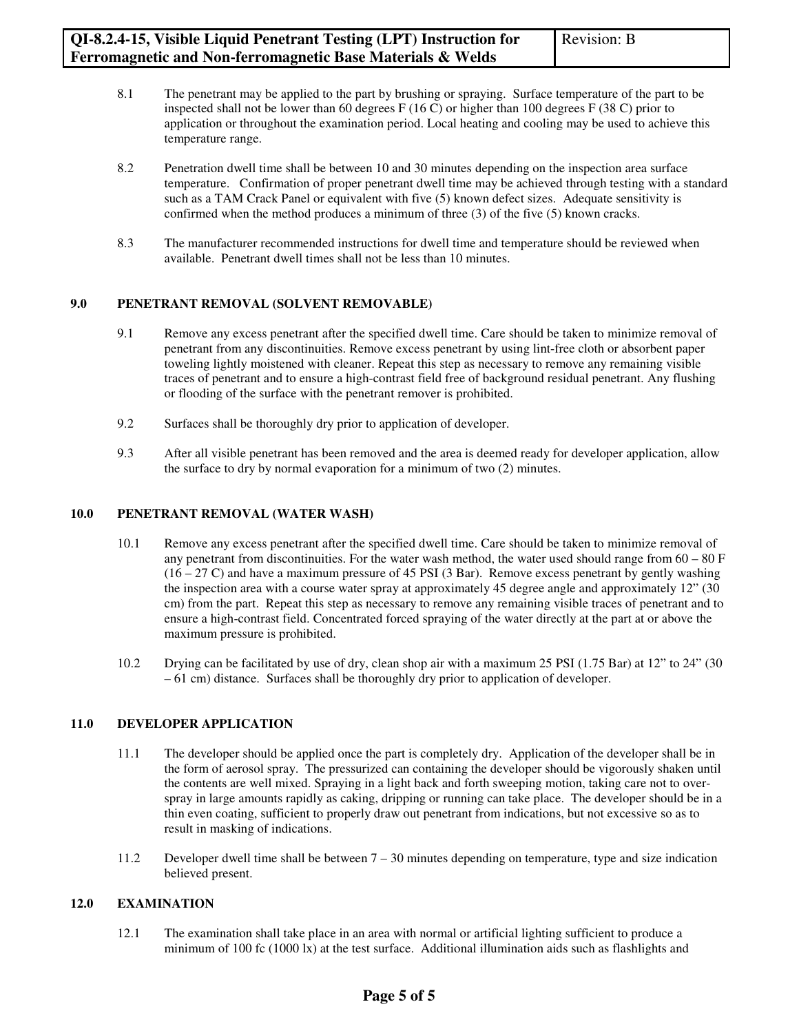8.1 The penetrant may be applied to the part by brushing or spraying. Surface temperature of the part to be inspected shall not be lower than 60 degrees F (16 C) or higher than 100 degrees F (38 C) prior to application or throughout the examination period. Local heating and cooling may be used to achieve this temperature range.

8.2 Penetration dwell time shall be between 10 and 30 minutes depending on the inspection area surface temperature. Confirmation of proper penetrant dwell time may be achieved through testing with a standard such as a TAM Crack Panel or equivalent with five (5) known defect sizes. Adequate sensitivity is confirmed when the method produces a minimum of three (3) of the five (5) known cracks.

8.3 The manufacturer recommended instructions for dwell time and temperature should be reviewed when available. Penetrant dwell times shall not be less than 10 minutes.

## 9.0 PENETRANT REMOVAL (SOLVENT REMOVABLE)

9.1 Remove any excess penetrant after the specified dwell time. Care should be taken to minimize removal of penetrant from any discontinuities. Remove excess penetrant by using lint-free cloth or absorbent paper toweling lightly moistened with cleaner. Repeat this step as necessary to remove any remaining visible traces of penetrant and to ensure a high-contrast field free of background residual penetrant. Any flushing or flooding of the surface with the penetrant remover is prohibited.

9.2 Surfaces shall be thoroughly dry prior to application of developer.

9.3 After all visible penetrant has been removed and the area is deemed ready for developer application, allow the surface to dry by normal evaporation for a minimum of two (2) minutes.

## 10.0 PENETRANT REMOVAL (WATER WASH)

10.1 Remove any excess penetrant after the specified dwell time. Care should be taken to minimize removal of any penetrant from discontinuities. For the water wash method, the water used should range from 60 – 80 F (16 – 27 C) and have a maximum pressure of 45 PSI (3 Bar). Remove excess penetrant by gently washing the inspection area with a course water spray at approximately 45 degree angle and approximately 12" (30 cm) from the part. Repeat this step as necessary to remove any remaining visible traces of penetrant and to ensure a high-contrast field. Concentrated forced spraying of the water directly at the part at or above the maximum pressure is prohibited.

10.2 Drying can be facilitated by use of dry, clean shop air with a maximum 25 PSI (1.75 Bar) at 12" to 24" (30 – 61 cm) distance. Surfaces shall be thoroughly dry prior to application of developer.

## 11.0 DEVELOPER APPLICATION

11.1 The developer should be applied once the part is completely dry. Application of the developer shall be in the form of aerosol spray. The pressurized can containing the developer should be vigorously shaken until the contents are well mixed. Spraying in a light back and forth sweeping motion, taking care not to over-spray in large amounts rapidly as caking, dripping or running can take place. The developer should be in a thin even coating, sufficient to properly draw out penetrant from indications, but not excessive so as to result in masking of indications.

11.2 Developer dwell time shall be between 7 – 30 minutes depending on temperature, type and size indication believed present.

## 12.0 EXAMINATION

12.1 The examination shall take place in an area with normal or artificial lighting sufficient to produce a minimum of 100 fc (1000 lx) at the test surface. Additional illumination aids such as flashlights and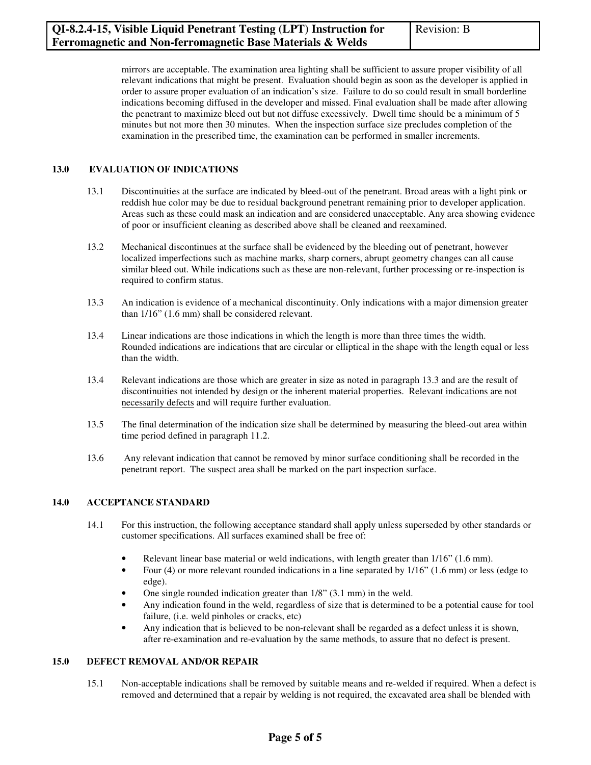mirrors are acceptable. The examination area lighting shall be sufficient to assure proper visibility of all relevant indications that might be present. Evaluation should begin as soon as the developer is applied in order to assure proper evaluation of an indication's size. Failure to do so could result in small borderline indications becoming diffused in the developer and missed. Final evaluation shall be made after allowing the penetrant to maximize bleed out but not diffuse excessively. Dwell time should be a minimum of 5 minutes but not more then 30 minutes. When the inspection surface size precludes completion of the examination in the prescribed time, the examination can be performed in smaller increments.

## 13.0 EVALUATION OF INDICATIONS

13.1 Discontinuities at the surface are indicated by bleed-out of the penetrant. Broad areas with a light pink or reddish hue color may be due to residual background penetrant remaining prior to developer application. Areas such as these could mask an indication and are considered unacceptable. Any area showing evidence of poor or insufficient cleaning as described above shall be cleaned and reexamined.

13.2 Mechanical discontinues at the surface shall be evidenced by the bleeding out of penetrant, however localized imperfections such as machine marks, sharp corners, abrupt geometry changes can all cause similar bleed out. While indications such as these are non-relevant, further processing or re-inspection is required to confirm status.

13.3 An indication is evidence of a mechanical discontinuity. Only indications with a major dimension greater than 1/16" (1.6 mm) shall be considered relevant.

13.4 Linear indications are those indications in which the length is more than three times the width. Rounded indications are indications that are circular or elliptical in the shape with the length equal or less than the width.

13.4 Relevant indications are those which are greater in size as noted in paragraph 13.3 and are the result of discontinuities not intended by design or the inherent material properties. <u>Relevant indications are not necessarily defects</u> and will require further evaluation.

13.5 The final determination of the indication size shall be determined by measuring the bleed-out area within time period defined in paragraph 11.2.

13.6 Any relevant indication that cannot be removed by minor surface conditioning shall be recorded in the penetrant report. The suspect area shall be marked on the part inspection surface.

## 14.0 ACCEPTANCE STANDARD

14.1 For this instruction, the following acceptance standard shall apply unless superseded by other standards or customer specifications. All surfaces examined shall be free of:

- Relevant linear base material or weld indications, with length greater than 1/16" (1.6 mm).
- Four (4) or more relevant rounded indications in a line separated by 1/16" (1.6 mm) or less (edge to edge).
- One single rounded indication greater than 1/8" (3.1 mm) in the weld.
- Any indication found in the weld, regardless of size that is determined to be a potential cause for tool failure, (i.e. weld pinholes or cracks, etc)
- Any indication that is believed to be non-relevant shall be regarded as a defect unless it is shown, after re-examination and re-evaluation by the same methods, to assure that no defect is present.

## 15.0 DEFECT REMOVAL AND/OR REPAIR

15.1 Non-acceptable indications shall be removed by suitable means and re-welded if required. When a defect is removed and determined that a repair by welding is not required, the excavated area shall be blended with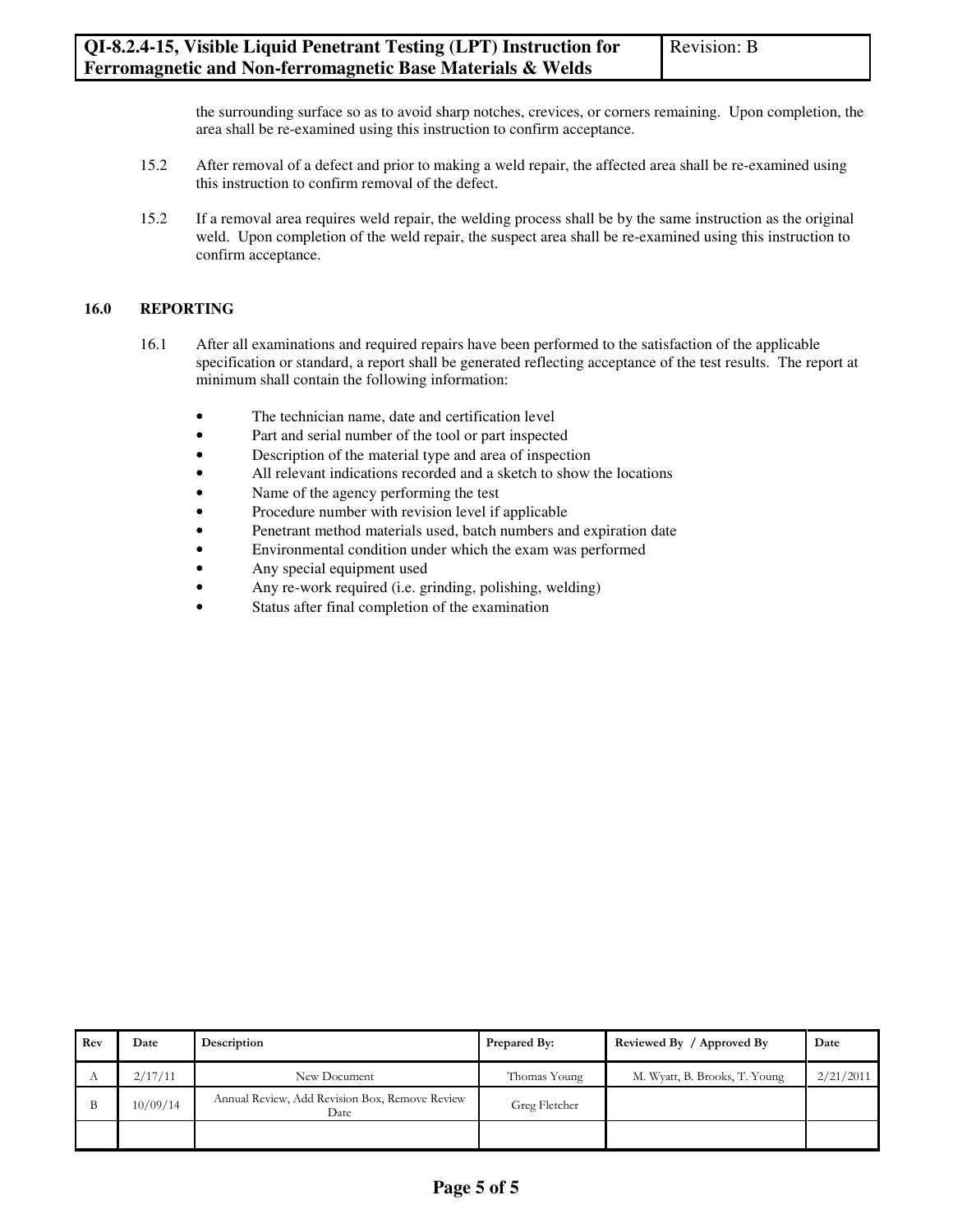the surrounding surface so as to avoid sharp notches, crevices, or corners remaining. Upon completion, the area shall be re-examined using this instruction to confirm acceptance.

15.2 After removal of a defect and prior to making a weld repair, the affected area shall be re-examined using this instruction to confirm removal of the defect.

15.2 If a removal area requires weld repair, the welding process shall be by the same instruction as the original weld. Upon completion of the weld repair, the suspect area shall be re-examined using this instruction to confirm acceptance.

## 16.0 REPORTING

16.1 After all examinations and required repairs have been performed to the satisfaction of the applicable specification or standard, a report shall be generated reflecting acceptance of the test results. The report at minimum shall contain the following information:

- The technician name, date and certification level
- Part and serial number of the tool or part inspected
- Description of the material type and area of inspection
- All relevant indications recorded and a sketch to show the locations
- Name of the agency performing the test
- Procedure number with revision level if applicable
- Penetrant method materials used, batch numbers and expiration date
- Environmental condition under which the exam was performed
- Any special equipment used
- Any re-work required (i.e. grinding, polishing, welding)
- Status after final completion of the examination

| Rev | Date | Description | Prepared By: | Reviewed By / Approved By | Date |
|---|---|---|---|---|---|
| A | 2/17/11 | New Document | Thomas Young | M. Wyatt, B. Brooks, T. Young | 2/21/2011 |
| B | 10/09/14 | Annual Review, Add Revision Box, Remove Review Date | Greg Fletcher | | |
| | | | | | |